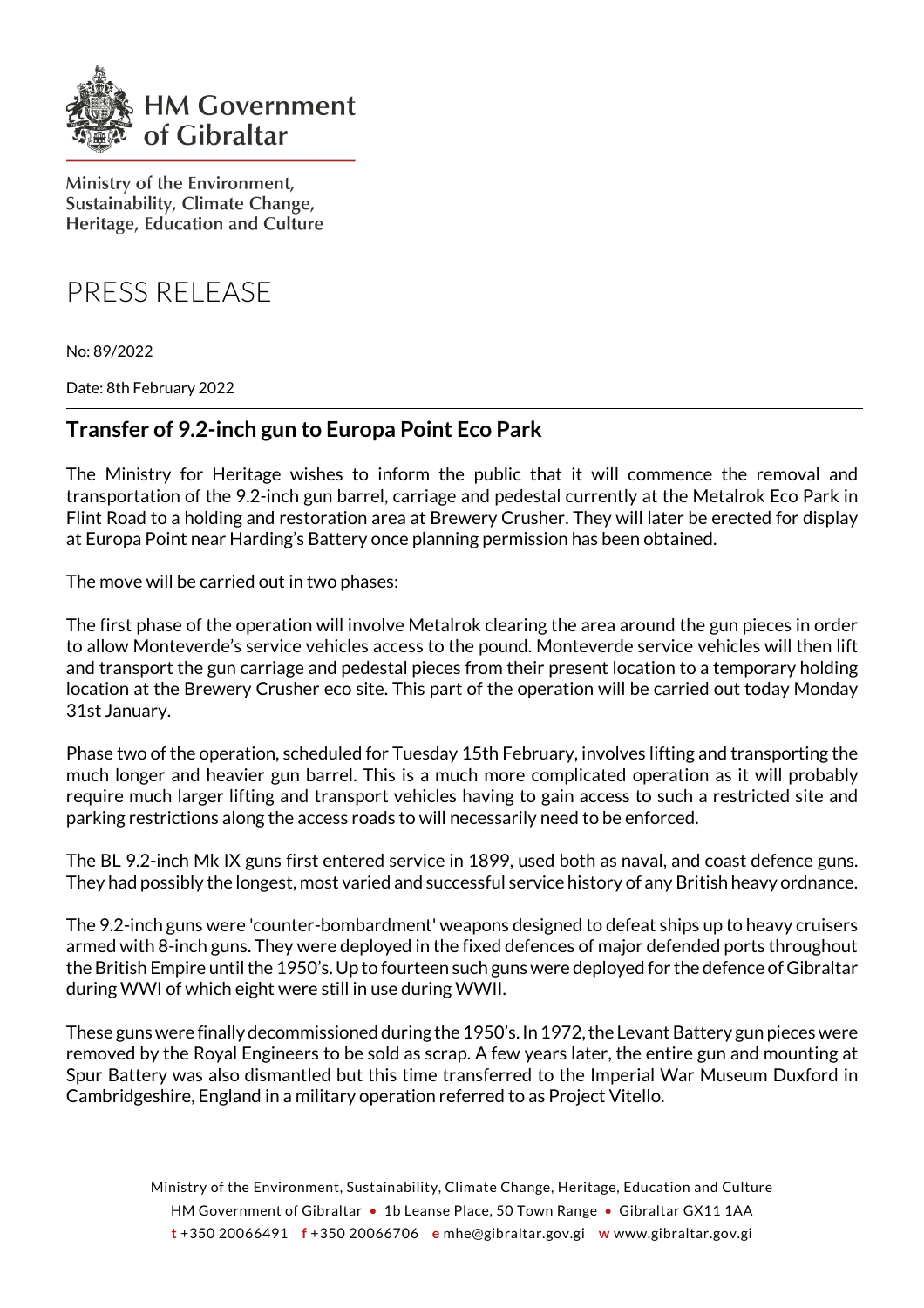HM Government of Gibraltar

Ministry of the Environment, Sustainability, Climate Change, Heritage, Education and Culture

# PRESS RELEASE

No: 89/2022

Date: 8th February 2022

## Transfer of 9.2-inch gun to Europa Point Eco Park

The Ministry for Heritage wishes to inform the public that it will commence the removal and transportation of the 9.2-inch gun barrel, carriage and pedestal currently at the Metalrok Eco Park in Flint Road to a holding and restoration area at Brewery Crusher. They will later be erected for display at Europa Point near Harding's Battery once planning permission has been obtained.

The move will be carried out in two phases:

The first phase of the operation will involve Metalrok clearing the area around the gun pieces in order to allow Monteverde's service vehicles access to the pound. Monteverde service vehicles will then lift and transport the gun carriage and pedestal pieces from their present location to a temporary holding location at the Brewery Crusher eco site. This part of the operation will be carried out today Monday 31st January.

Phase two of the operation, scheduled for Tuesday 15th February, involves lifting and transporting the much longer and heavier gun barrel. This is a much more complicated operation as it will probably require much larger lifting and transport vehicles having to gain access to such a restricted site and parking restrictions along the access roads to will necessarily need to be enforced.

The BL 9.2-inch Mk IX guns first entered service in 1899, used both as naval, and coast defence guns. They had possibly the longest, most varied and successful service history of any British heavy ordnance.

The 9.2-inch guns were 'counter-bombardment' weapons designed to defeat ships up to heavy cruisers armed with 8-inch guns. They were deployed in the fixed defences of major defended ports throughout the British Empire until the 1950's. Up to fourteen such guns were deployed for the defence of Gibraltar during WWI of which eight were still in use during WWII.

These guns were finally decommissioned during the 1950's. In 1972, the Levant Battery gun pieces were removed by the Royal Engineers to be sold as scrap. A few years later, the entire gun and mounting at Spur Battery was also dismantled but this time transferred to the Imperial War Museum Duxford in Cambridgeshire, England in a military operation referred to as Project Vitello.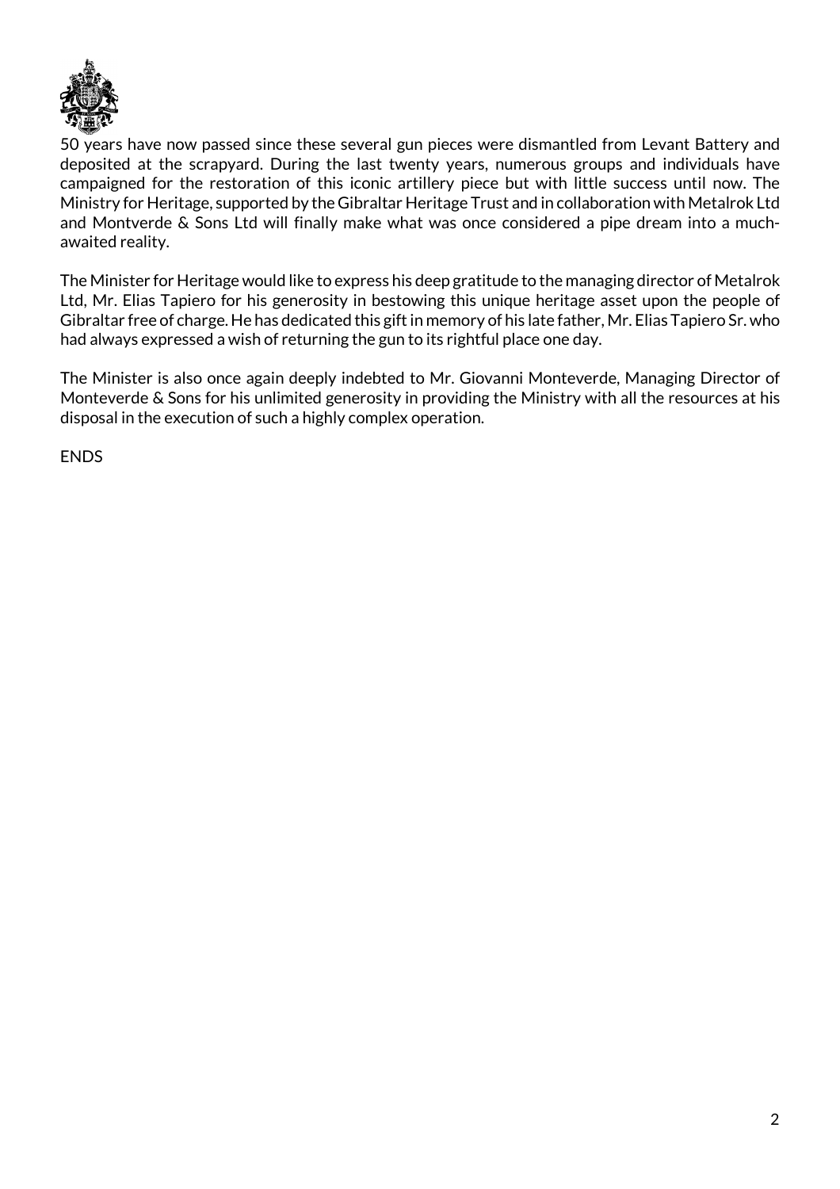50 years have now passed since these several gun pieces were dismantled from Levant Battery and deposited at the scrapyard. During the last twenty years, numerous groups and individuals have campaigned for the restoration of this iconic artillery piece but with little success until now. The Ministry for Heritage, supported by the Gibraltar Heritage Trust and in collaboration with Metalrok Ltd and Montverde & Sons Ltd will finally make what was once considered a pipe dream into a much-awaited reality.

The Minister for Heritage would like to express his deep gratitude to the managing director of Metalrok Ltd, Mr. Elias Tapiero for his generosity in bestowing this unique heritage asset upon the people of Gibraltar free of charge. He has dedicated this gift in memory of his late father, Mr. Elias Tapiero Sr. who had always expressed a wish of returning the gun to its rightful place one day.

The Minister is also once again deeply indebted to Mr. Giovanni Monteverde, Managing Director of Monteverde & Sons for his unlimited generosity in providing the Ministry with all the resources at his disposal in the execution of such a highly complex operation.

ENDS